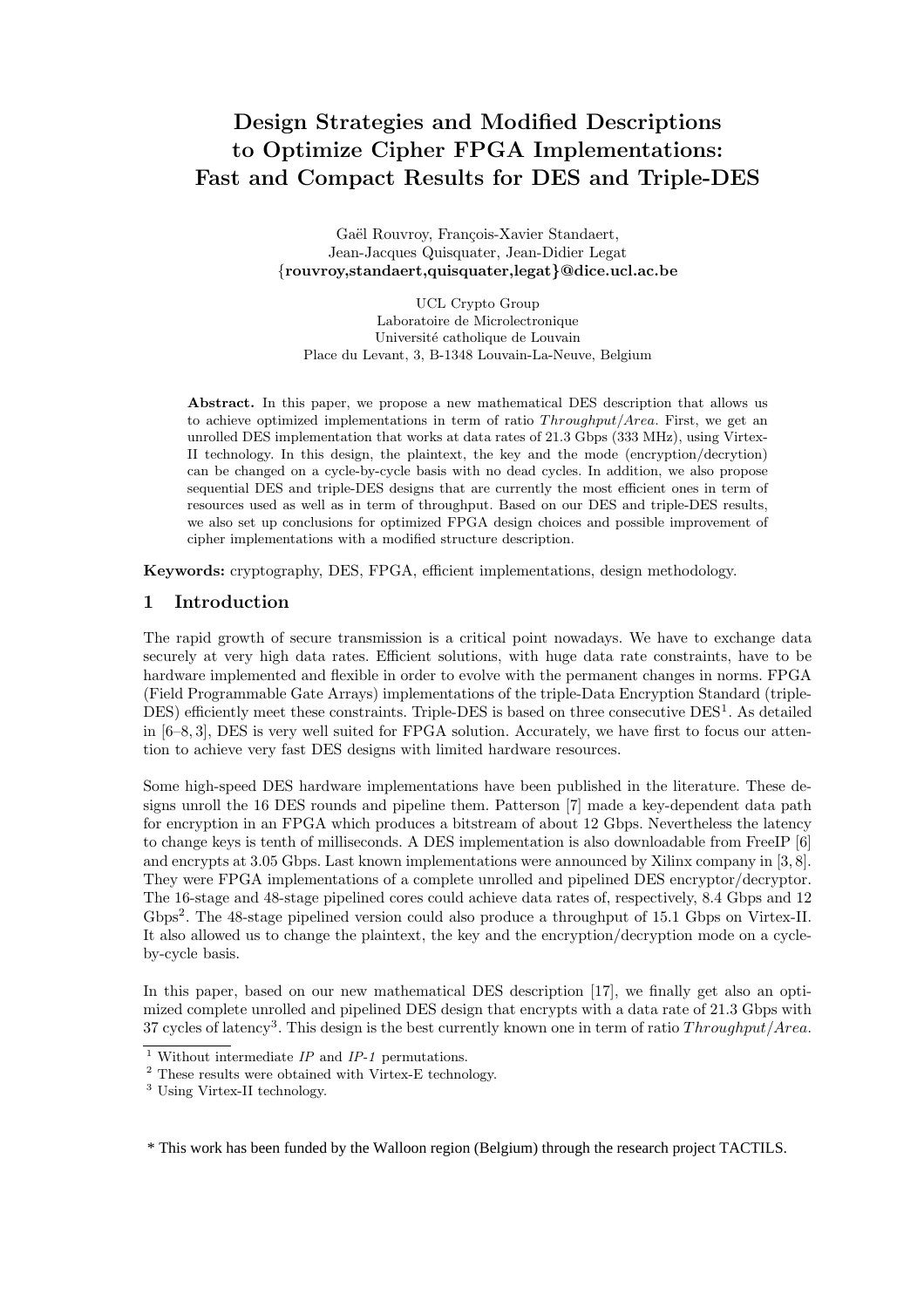# Design Strategies and Modified Descriptions to Optimize Cipher FPGA Implementations: Fast and Compact Results for DES and Triple-DES

Gaël Rouvroy, François-Xavier Standaert, Jean-Jacques Quisquater, Jean-Didier Legat
**{rouvroy,standaert,quisquater,legat}@dice.ucl.ac.be**

UCL Crypto Group
Laboratoire de Microlectronique
Université catholique de Louvain
Place du Levant, 3, B-1348 Louvain-La-Neuve, Belgium

**Abstract.** In this paper, we propose a new mathematical DES description that allows us to achieve optimized implementations in term of ratio *Throughput/Area*. First, we get an unrolled DES implementation that works at data rates of 21.3 Gbps (333 MHz), using Virtex-II technology. In this design, the plaintext, the key and the mode (encryption/decrytion) can be changed on a cycle-by-cycle basis with no dead cycles. In addition, we also propose sequential DES and triple-DES designs that are currently the most efficient ones in term of resources used as well as in term of throughput. Based on our DES and triple-DES results, we also set up conclusions for optimized FPGA design choices and possible improvement of cipher implementations with a modified structure description.

**Keywords:** cryptography, DES, FPGA, efficient implementations, design methodology.

## 1 Introduction

The rapid growth of secure transmission is a critical point nowadays. We have to exchange data securely at very high data rates. Efficient solutions, with huge data rate constraints, have to be hardware implemented and flexible in order to evolve with the permanent changes in norms. FPGA (Field Programmable Gate Arrays) implementations of the triple-Data Encryption Standard (triple-DES) efficiently meet these constraints. Triple-DES is based on three consecutive DES[1]. As detailed in [6–8, 3], DES is very well suited for FPGA solution. Accurately, we have first to focus our attention to achieve very fast DES designs with limited hardware resources.

Some high-speed DES hardware implementations have been published in the literature. These designs unroll the 16 DES rounds and pipeline them. Patterson [7] made a key-dependent data path for encryption in an FPGA which produces a bitstream of about 12 Gbps. Nevertheless the latency to change keys is tenth of milliseconds. A DES implementation is also downloadable from FreeIP [6] and encrypts at 3.05 Gbps. Last known implementations were announced by Xilinx company in [3, 8]. They were FPGA implementations of a complete unrolled and pipelined DES encryptor/decryptor. The 16-stage and 48-stage pipelined cores could achieve data rates of, respectively, 8.4 Gbps and 12 Gbps[2]. The 48-stage pipelined version could also produce a throughput of 15.1 Gbps on Virtex-II. It also allowed us to change the plaintext, the key and the encryption/decryption mode on a cycle-by-cycle basis.

In this paper, based on our new mathematical DES description [17], we finally get also an optimized complete unrolled and pipelined DES design that encrypts with a data rate of 21.3 Gbps with 37 cycles of latency[3]. This design is the best currently known one in term of ratio *Throughput/Area*.

[1] Without intermediate *IP* and *IP-1* permutations.
[2] These results were obtained with Virtex-E technology.
[3] Using Virtex-II technology.

\* This work has been funded by the Walloon region (Belgium) through the research project TACTILS.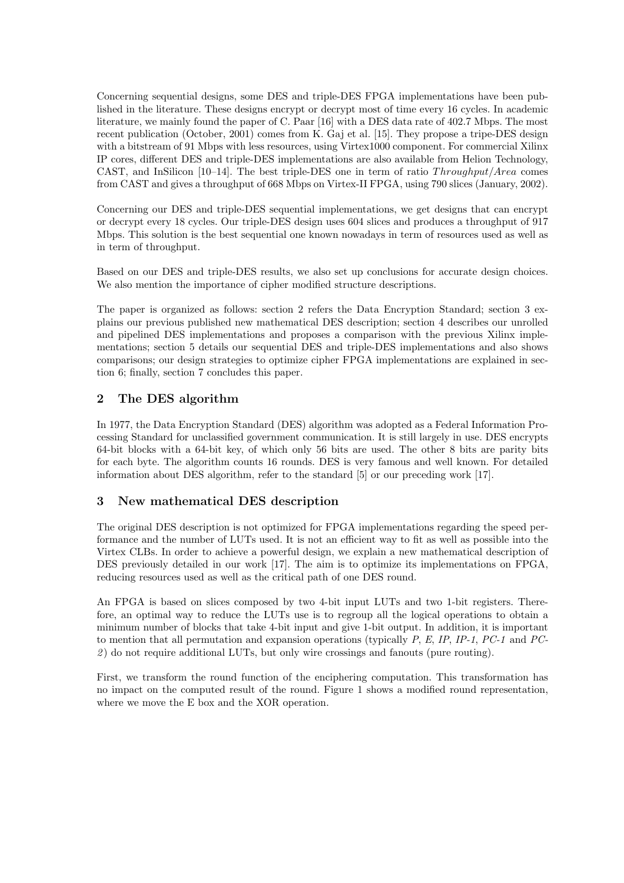Concerning sequential designs, some DES and triple-DES FPGA implementations have been published in the literature. These designs encrypt or decrypt most of time every 16 cycles. In academic literature, we mainly found the paper of C. Paar [16] with a DES data rate of 402.7 Mbps. The most recent publication (October, 2001) comes from K. Gaj et al. [15]. They propose a tripe-DES design with a bitstream of 91 Mbps with less resources, using Virtex1000 component. For commercial Xilinx IP cores, different DES and triple-DES implementations are also available from Helion Technology, CAST, and InSilicon [10–14]. The best triple-DES one in term of ratio *Throughput*/*Area* comes from CAST and gives a throughput of 668 Mbps on Virtex-II FPGA, using 790 slices (January, 2002).

Concerning our DES and triple-DES sequential implementations, we get designs that can encrypt or decrypt every 18 cycles. Our triple-DES design uses 604 slices and produces a throughput of 917 Mbps. This solution is the best sequential one known nowadays in term of resources used as well as in term of throughput.

Based on our DES and triple-DES results, we also set up conclusions for accurate design choices. We also mention the importance of cipher modified structure descriptions.

The paper is organized as follows: section 2 refers the Data Encryption Standard; section 3 explains our previous published new mathematical DES description; section 4 describes our unrolled and pipelined DES implementations and proposes a comparison with the previous Xilinx implementations; section 5 details our sequential DES and triple-DES implementations and also shows comparisons; our design strategies to optimize cipher FPGA implementations are explained in section 6; finally, section 7 concludes this paper.

## 2 The DES algorithm

In 1977, the Data Encryption Standard (DES) algorithm was adopted as a Federal Information Processing Standard for unclassified government communication. It is still largely in use. DES encrypts 64-bit blocks with a 64-bit key, of which only 56 bits are used. The other 8 bits are parity bits for each byte. The algorithm counts 16 rounds. DES is very famous and well known. For detailed information about DES algorithm, refer to the standard [5] or our preceding work [17].

## 3 New mathematical DES description

The original DES description is not optimized for FPGA implementations regarding the speed performance and the number of LUTs used. It is not an efficient way to fit as well as possible into the Virtex CLBs. In order to achieve a powerful design, we explain a new mathematical description of DES previously detailed in our work [17]. The aim is to optimize its implementations on FPGA, reducing resources used as well as the critical path of one DES round.

An FPGA is based on slices composed by two 4-bit input LUTs and two 1-bit registers. Therefore, an optimal way to reduce the LUTs use is to regroup all the logical operations to obtain a minimum number of blocks that take 4-bit input and give 1-bit output. In addition, it is important to mention that all permutation and expansion operations (typically *P*, *E*, *IP*, *IP-1*, *PC-1* and *PC-2*) do not require additional LUTs, but only wire crossings and fanouts (pure routing).

First, we transform the round function of the enciphering computation. This transformation has no impact on the computed result of the round. Figure 1 shows a modified round representation, where we move the E box and the XOR operation.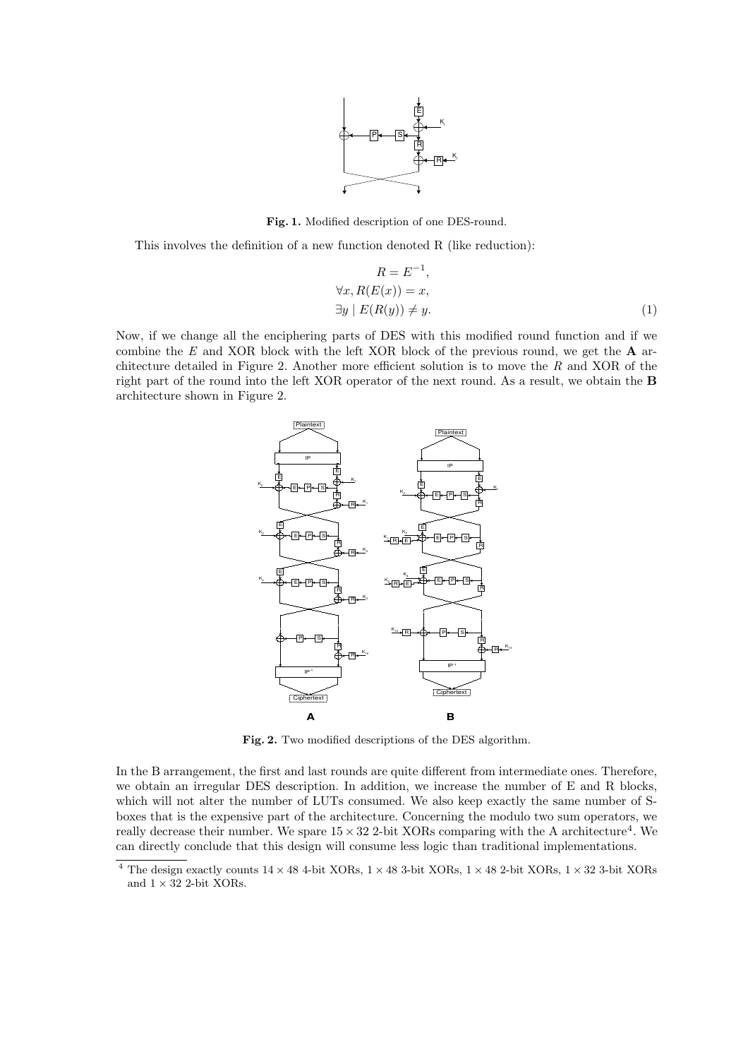**Fig. 1.** Modified description of one DES-round.

This involves the definition of a new function denoted R (like reduction):

$$
\begin{aligned}
R &= E^{-1}, \\
\forall x, R(E(x)) &= x, \\
\exists y \mid E(R(y)) &\neq y.
\end{aligned} \tag{1}
$$

Now, if we change all the enciphering parts of DES with this modified round function and if we combine the $E$ and XOR block with the left XOR block of the previous round, we get the **A** architecture detailed in Figure 2. Another more efficient solution is to move the $R$ and XOR of the right part of the round into the left XOR operator of the next round. As a result, we obtain the **B** architecture shown in Figure 2.

**Fig. 2.** Two modified descriptions of the DES algorithm.

In the B arrangement, the first and last rounds are quite different from intermediate ones. Therefore, we obtain an irregular DES description. In addition, we increase the number of E and R blocks, which will not alter the number of LUTs consumed. We also keep exactly the same number of S-boxes that is the expensive part of the architecture. Concerning the modulo two sum operators, we really decrease their number. We spare $15 \times 32$ 2-bit XORs comparing with the A architecture[4]. We can directly conclude that this design will consume less logic than traditional implementations.

[4] The design exactly counts $14 \times 48$ 4-bit XORs, $1 \times 48$ 3-bit XORs, $1 \times 48$ 2-bit XORs, $1 \times 32$ 3-bit XORs and $1 \times 32$ 2-bit XORs.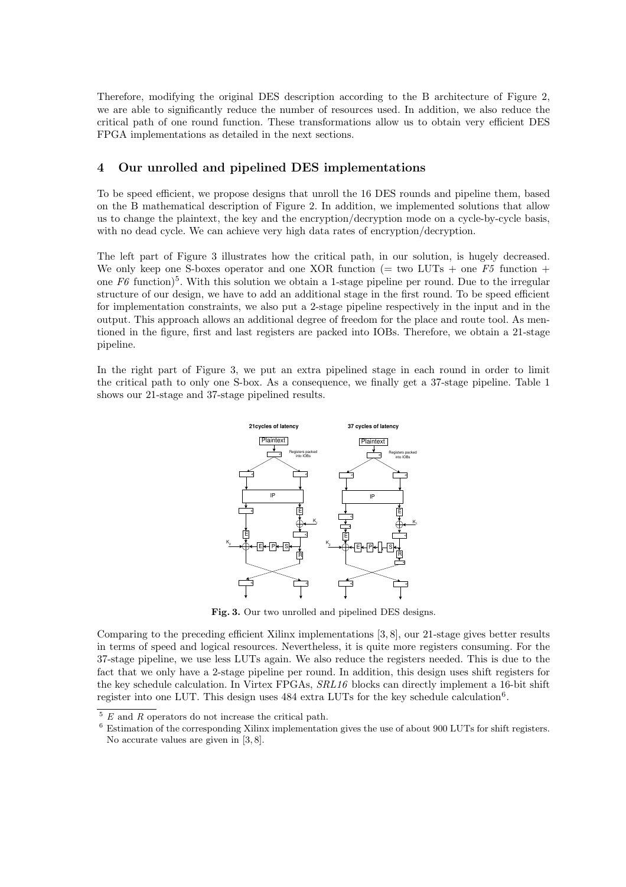Therefore, modifying the original DES description according to the B architecture of Figure 2, we are able to significantly reduce the number of resources used. In addition, we also reduce the critical path of one round function. These transformations allow us to obtain very efficient DES FPGA implementations as detailed in the next sections.

## 4 Our unrolled and pipelined DES implementations

To be speed efficient, we propose designs that unroll the 16 DES rounds and pipeline them, based on the B mathematical description of Figure 2. In addition, we implemented solutions that allow us to change the plaintext, the key and the encryption/decryption mode on a cycle-by-cycle basis, with no dead cycle. We can achieve very high data rates of encryption/decryption.

The left part of Figure 3 illustrates how the critical path, in our solution, is hugely decreased. We only keep one S-boxes operator and one XOR function (= two LUTs + one *F5* function + one *F6* function)[5]. With this solution we obtain a 1-stage pipeline per round. Due to the irregular structure of our design, we have to add an additional stage in the first round. To be speed efficient for implementation constraints, we also put a 2-stage pipeline respectively in the input and in the output. This approach allows an additional degree of freedom for the place and route tool. As mentioned in the figure, first and last registers are packed into IOBs. Therefore, we obtain a 21-stage pipeline.

In the right part of Figure 3, we put an extra pipelined stage in each round in order to limit the critical path to only one S-box. As a consequence, we finally get a 37-stage pipeline. Table 1 shows our 21-stage and 37-stage pipelined results.

**Fig. 3.** Our two unrolled and pipelined DES designs.

Comparing to the preceding efficient Xilinx implementations [3, 8], our 21-stage gives better results in terms of speed and logical resources. Nevertheless, it is quite more registers consuming. For the 37-stage pipeline, we use less LUTs again. We also reduce the registers needed. This is due to the fact that we only have a 2-stage pipeline per round. In addition, this design uses shift registers for the key schedule calculation. In Virtex FPGAs, *SRL16* blocks can directly implement a 16-bit shift register into one LUT. This design uses 484 extra LUTs for the key schedule calculation[6].

---

[5] $E$ and $R$ operators do not increase the critical path.

[6] Estimation of the corresponding Xilinx implementation gives the use of about 900 LUTs for shift registers. No accurate values are given in [3, 8].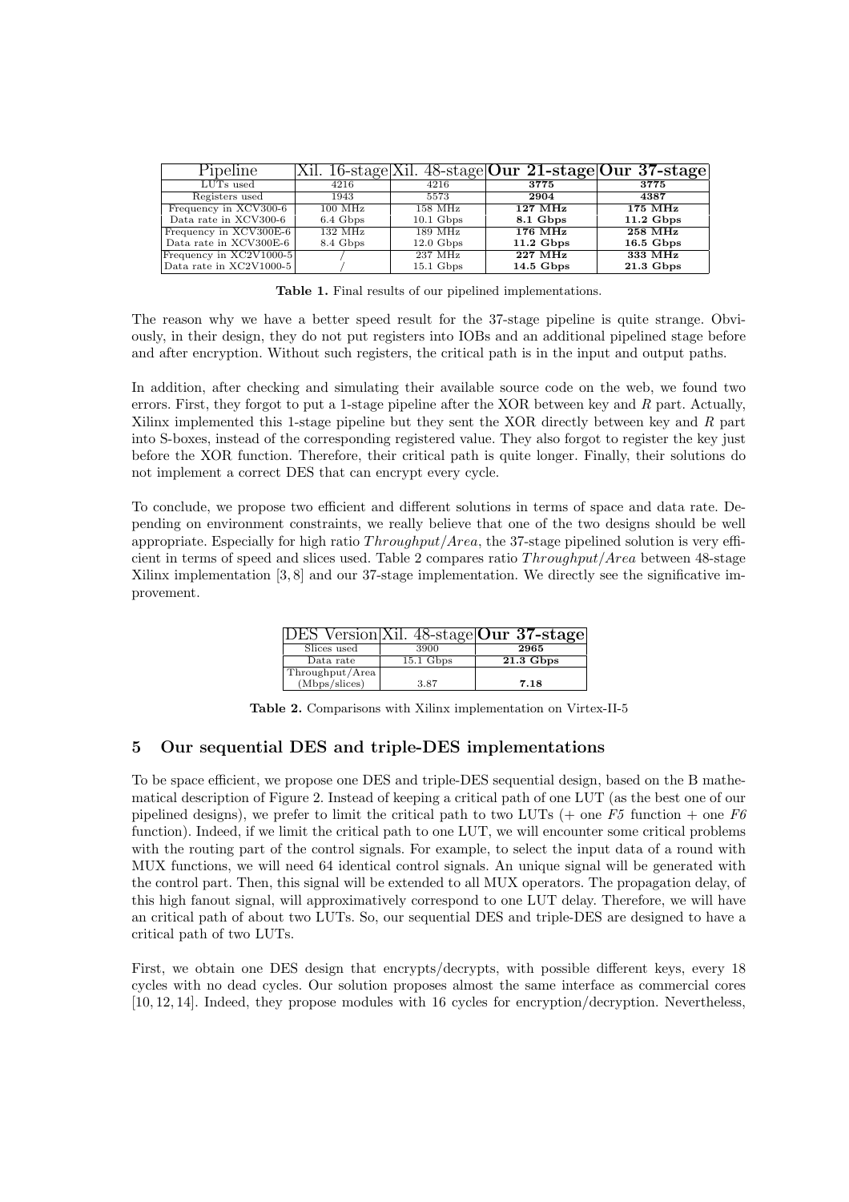| Pipeline | Xil. 16-stage | Xil. 48-stage | **Our 21-stage** | **Our 37-stage** |
|---|---|---|---|---|
| LUTs used | 4216 | 4216 | **3775** | **3775** |
| Registers used | 1943 | 5573 | **2904** | **4387** |
| Frequency in XCV300-6 | 100 MHz | 158 MHz | **127 MHz** | **175 MHz** |
| Data rate in XCV300-6 | 6.4 Gbps | 10.1 Gbps | **8.1 Gbps** | **11.2 Gbps** |
| Frequency in XCV300E-6 | 132 MHz | 189 MHz | **176 MHz** | **258 MHz** |
| Data rate in XCV300E-6 | 8.4 Gbps | 12.0 Gbps | **11.2 Gbps** | **16.5 Gbps** |
| Frequency in XC2V1000-5 | / | 237 MHz | **227 MHz** | **333 MHz** |
| Data rate in XC2V1000-5 | / | 15.1 Gbps | **14.5 Gbps** | **21.3 Gbps** |

**Table 1.** Final results of our pipelined implementations.

The reason why we have a better speed result for the 37-stage pipeline is quite strange. Obviously, in their design, they do not put registers into IOBs and an additional pipelined stage before and after encryption. Without such registers, the critical path is in the input and output paths.

In addition, after checking and simulating their available source code on the web, we found two errors. First, they forgot to put a 1-stage pipeline after the XOR between key and $R$ part. Actually, Xilinx implemented this 1-stage pipeline but they sent the XOR directly between key and $R$ part into S-boxes, instead of the corresponding registered value. They also forgot to register the key just before the XOR function. Therefore, their critical path is quite longer. Finally, their solutions do not implement a correct DES that can encrypt every cycle.

To conclude, we propose two efficient and different solutions in terms of space and data rate. Depending on environment constraints, we really believe that one of the two designs should be well appropriate. Especially for high ratio $Throughput/Area$, the 37-stage pipelined solution is very efficient in terms of speed and slices used. Table 2 compares ratio $Throughput/Area$ between 48-stage Xilinx implementation [3, 8] and our 37-stage implementation. We directly see the significative improvement.

| DES Version | Xil. 48-stage | **Our 37-stage** |
|---|---|---|
| Slices used | 3900 | **2965** |
| Data rate | 15.1 Gbps | **21.3 Gbps** |
| Throughput/Area (Mbps/slices) | 3.87 | **7.18** |

**Table 2.** Comparisons with Xilinx implementation on Virtex-II-5

## 5 Our sequential DES and triple-DES implementations

To be space efficient, we propose one DES and triple-DES sequential design, based on the B mathematical description of Figure 2. Instead of keeping a critical path of one LUT (as the best one of our pipelined designs), we prefer to limit the critical path to two LUTs (+ one *F5* function + one *F6* function). Indeed, if we limit the critical path to one LUT, we will encounter some critical problems with the routing part of the control signals. For example, to select the input data of a round with MUX functions, we will need 64 identical control signals. An unique signal will be generated with the control part. Then, this signal will be extended to all MUX operators. The propagation delay, of this high fanout signal, will approximatively correspond to one LUT delay. Therefore, we will have an critical path of about two LUTs. So, our sequential DES and triple-DES are designed to have a critical path of two LUTs.

First, we obtain one DES design that encrypts/decrypts, with possible different keys, every 18 cycles with no dead cycles. Our solution proposes almost the same interface as commercial cores [10, 12, 14]. Indeed, they propose modules with 16 cycles for encryption/decryption. Nevertheless,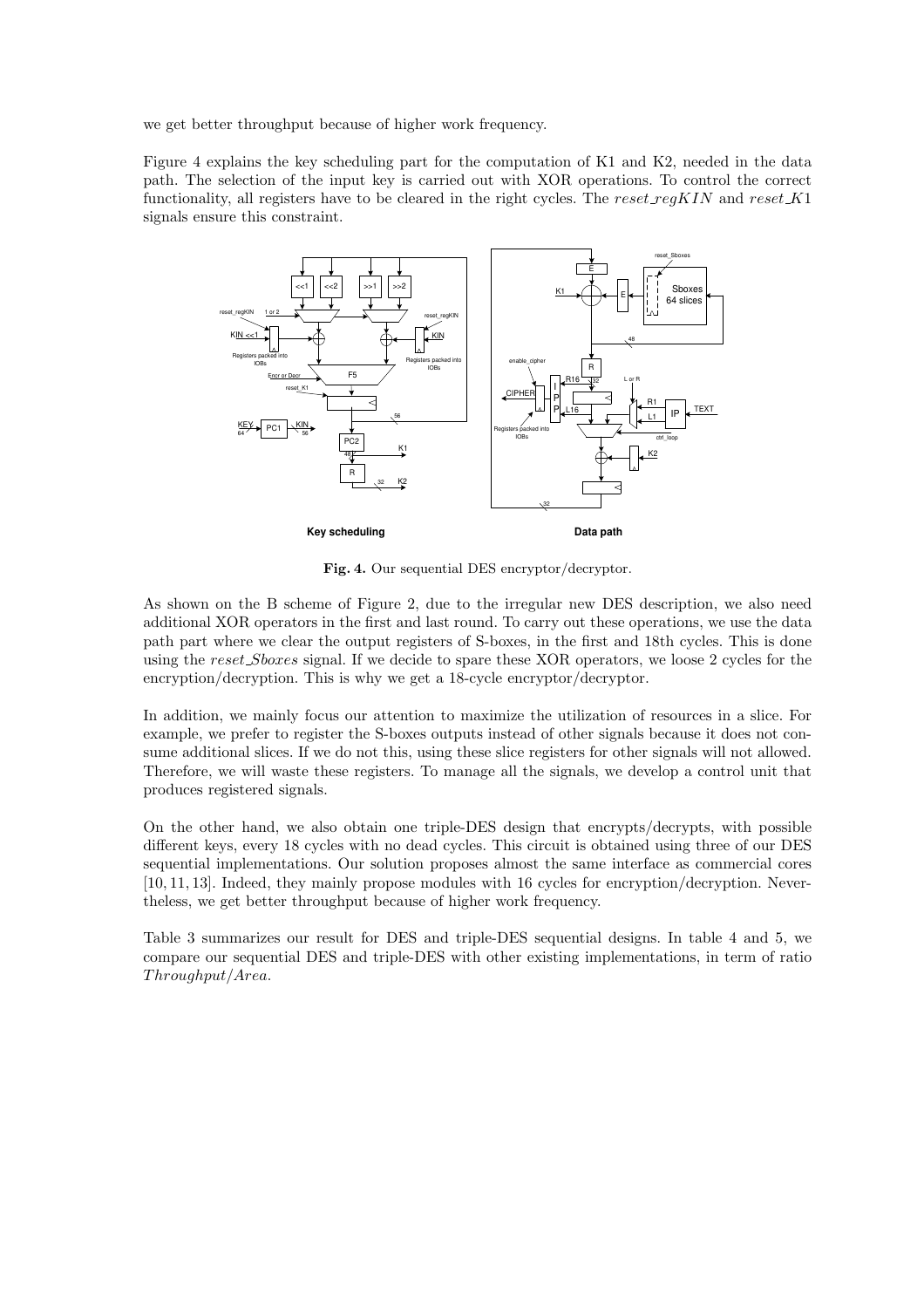we get better throughput because of higher work frequency.

Figure 4 explains the key scheduling part for the computation of K1 and K2, needed in the data path. The selection of the input key is carried out with XOR operations. To control the correct functionality, all registers have to be cleared in the right cycles. The $reset\_regKIN$ and $reset\_K1$ signals ensure this constraint.

**Fig. 4.** Our sequential DES encryptor/decryptor.

As shown on the B scheme of Figure 2, due to the irregular new DES description, we also need additional XOR operators in the first and last round. To carry out these operations, we use the data path part where we clear the output registers of S-boxes, in the first and 18th cycles. This is done using the *reset_Sboxes* signal. If we decide to spare these XOR operators, we loose 2 cycles for the encryption/decryption. This is why we get a 18-cycle encryptor/decryptor.

In addition, we mainly focus our attention to maximize the utilization of resources in a slice. For example, we prefer to register the S-boxes outputs instead of other signals because it does not consume additional slices. If we do not this, using these slice registers for other signals will not allowed. Therefore, we will waste these registers. To manage all the signals, we develop a control unit that produces registered signals.

On the other hand, we also obtain one triple-DES design that encrypts/decrypts, with possible different keys, every 18 cycles with no dead cycles. This circuit is obtained using three of our DES sequential implementations. Our solution proposes almost the same interface as commercial cores [10, 11, 13]. Indeed, they mainly propose modules with 16 cycles for encryption/decryption. Nevertheless, we get better throughput because of higher work frequency.

Table 3 summarizes our result for DES and triple-DES sequential designs. In table 4 and 5, we compare our sequential DES and triple-DES with other existing implementations, in term of ratio $Throughput/Area$.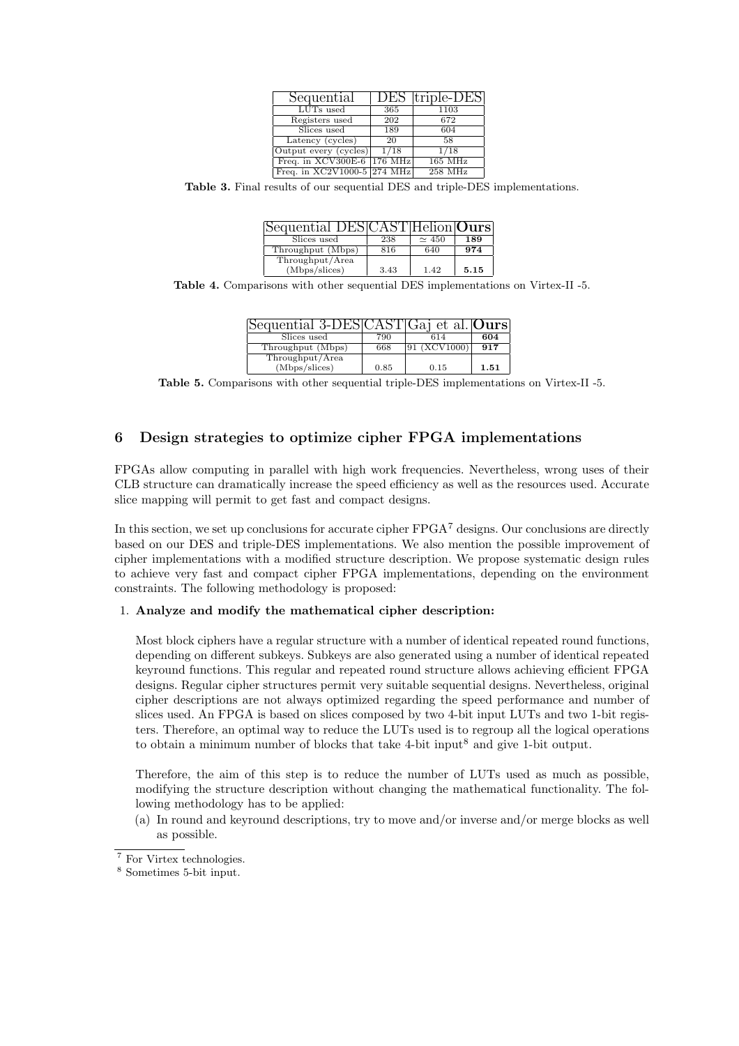| Sequential | DES | triple-DES |
|---|---|---|
| LUTs used | 365 | 1103 |
| Registers used | 202 | 672 |
| Slices used | 189 | 604 |
| Latency (cycles) | 20 | 58 |
| Output every (cycles) | 1/18 | 1/18 |
| Freq. in XCV300E-6 | 176 MHz | 165 MHz |
| Freq. in XC2V1000-5 | 274 MHz | 258 MHz |

**Table 3.** Final results of our sequential DES and triple-DES implementations.

| Sequential DES | CAST | Helion | **Ours** |
|---|---|---|---|
| Slices used | 238 | $\simeq 450$ | **189** |
| Throughput (Mbps) | 816 | 640 | **974** |
| Throughput/Area (Mbps/slices) | 3.43 | 1.42 | **5.15** |

**Table 4.** Comparisons with other sequential DES implementations on Virtex-II -5.

| Sequential 3-DES | CAST | Gaj et al. | **Ours** |
|---|---|---|---|
| Slices used | 790 | 614 | **604** |
| Throughput (Mbps) | 668 | 91 (XCV1000) | **917** |
| Throughput/Area (Mbps/slices) | 0.85 | 0.15 | **1.51** |

**Table 5.** Comparisons with other sequential triple-DES implementations on Virtex-II -5.

## 6 Design strategies to optimize cipher FPGA implementations

FPGAs allow computing in parallel with high work frequencies. Nevertheless, wrong uses of their CLB structure can dramatically increase the speed efficiency as well as the resources used. Accurate slice mapping will permit to get fast and compact designs.

In this section, we set up conclusions for accurate cipher FPGA[7] designs. Our conclusions are directly based on our DES and triple-DES implementations. We also mention the possible improvement of cipher implementations with a modified structure description. We propose systematic design rules to achieve very fast and compact cipher FPGA implementations, depending on the environment constraints. The following methodology is proposed:

1. **Analyze and modify the mathematical cipher description:**

   Most block ciphers have a regular structure with a number of identical repeated round functions, depending on different subkeys. Subkeys are also generated using a number of identical repeated keyround functions. This regular and repeated round structure allows achieving efficient FPGA designs. Regular cipher structures permit very suitable sequential designs. Nevertheless, original cipher descriptions are not always optimized regarding the speed performance and number of slices used. An FPGA is based on slices composed by two 4-bit input LUTs and two 1-bit registers. Therefore, an optimal way to reduce the LUTs used is to regroup all the logical operations to obtain a minimum number of blocks that take 4-bit input[8] and give 1-bit output.

   Therefore, the aim of this step is to reduce the number of LUTs used as much as possible, modifying the structure description without changing the mathematical functionality. The following methodology has to be applied:

   (a) In round and keyround descriptions, try to move and/or inverse and/or merge blocks as well as possible.

[7] For Virtex technologies.

[8] Sometimes 5-bit input.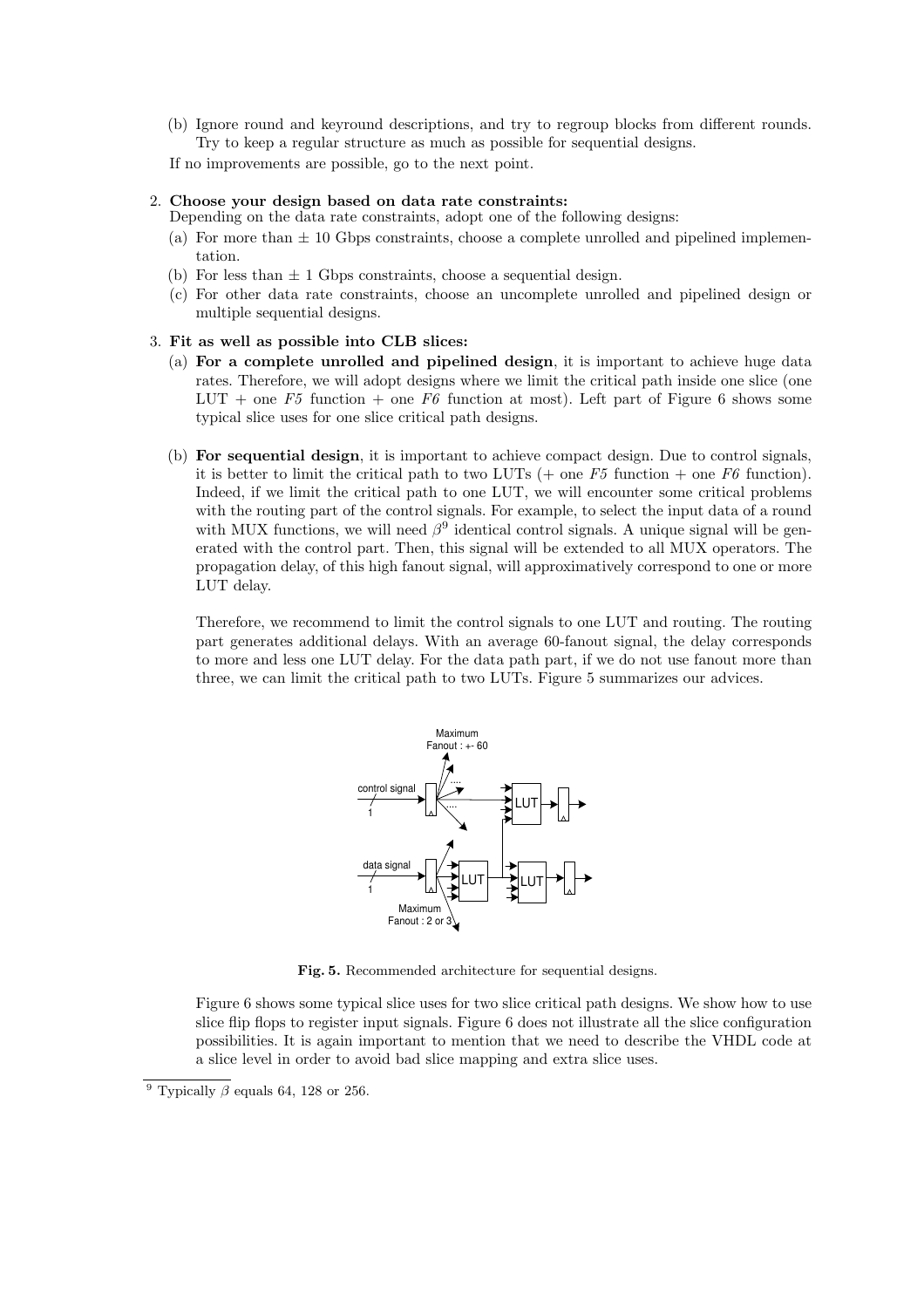(b) Ignore round and keyround descriptions, and try to regroup blocks from different rounds. Try to keep a regular structure as much as possible for sequential designs.

If no improvements are possible, go to the next point.

2. **Choose your design based on data rate constraints:**
   Depending on the data rate constraints, adopt one of the following designs:
   (a) For more than ± 10 Gbps constraints, choose a complete unrolled and pipelined implementation.
   (b) For less than ± 1 Gbps constraints, choose a sequential design.
   (c) For other data rate constraints, choose an uncomplete unrolled and pipelined design or multiple sequential designs.

3. **Fit as well as possible into CLB slices:**
   (a) **For a complete unrolled and pipelined design**, it is important to achieve huge data rates. Therefore, we will adopt designs where we limit the critical path inside one slice (one LUT + one *F5* function + one *F6* function at most). Left part of Figure 6 shows some typical slice uses for one slice critical path designs.

   (b) **For sequential design**, it is important to achieve compact design. Due to control signals, it is better to limit the critical path to two LUTs (+ one *F5* function + one *F6* function). Indeed, if we limit the critical path to one LUT, we will encounter some critical problems with the routing part of the control signals. For example, to select the input data of a round with MUX functions, we will need $\beta$[9] identical control signals. A unique signal will be generated with the control part. Then, this signal will be extended to all MUX operators. The propagation delay, of this high fanout signal, will approximatively correspond to one or more LUT delay.

   Therefore, we recommend to limit the control signals to one LUT and routing. The routing part generates additional delays. With an average 60-fanout signal, the delay corresponds to more and less one LUT delay. For the data path part, if we do not use fanout more than three, we can limit the critical path to two LUTs. Figure 5 summarizes our advices.

**Fig. 5.** Recommended architecture for sequential designs.

Figure 6 shows some typical slice uses for two slice critical path designs. We show how to use slice flip flops to register input signals. Figure 6 does not illustrate all the slice configuration possibilities. It is again important to mention that we need to describe the VHDL code at a slice level in order to avoid bad slice mapping and extra slice uses.

[9] Typically $\beta$ equals 64, 128 or 256.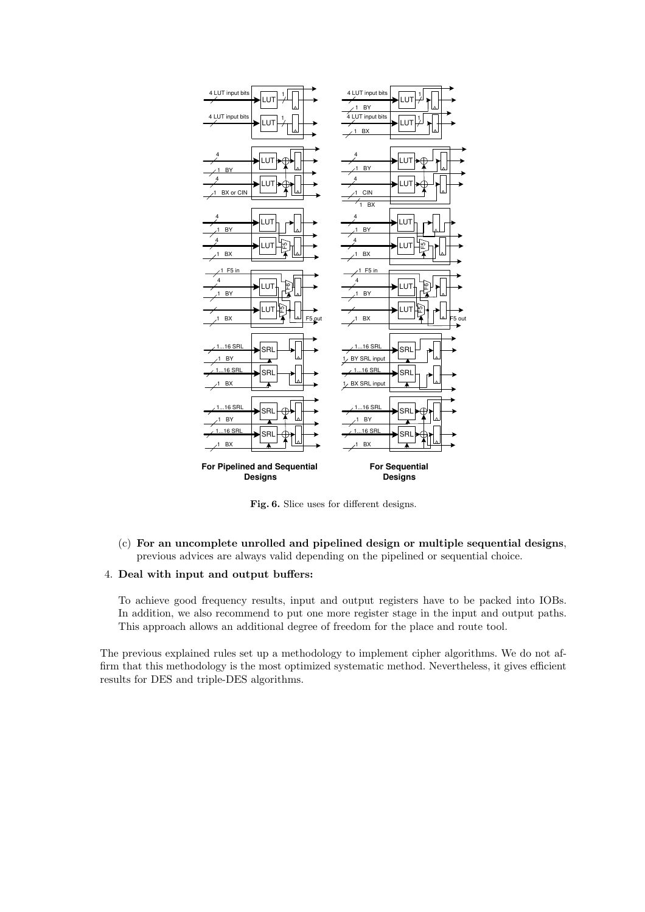**Fig. 6.** Slice uses for different designs.

(c) **For an uncomplete unrolled and pipelined design or multiple sequential designs**, previous advices are always valid depending on the pipelined or sequential choice.

4. **Deal with input and output buffers:**

   To achieve good frequency results, input and output registers have to be packed into IOBs. In addition, we also recommend to put one more register stage in the input and output paths. This approach allows an additional degree of freedom for the place and route tool.

The previous explained rules set up a methodology to implement cipher algorithms. We do not affirm that this methodology is the most optimized systematic method. Nevertheless, it gives efficient results for DES and triple-DES algorithms.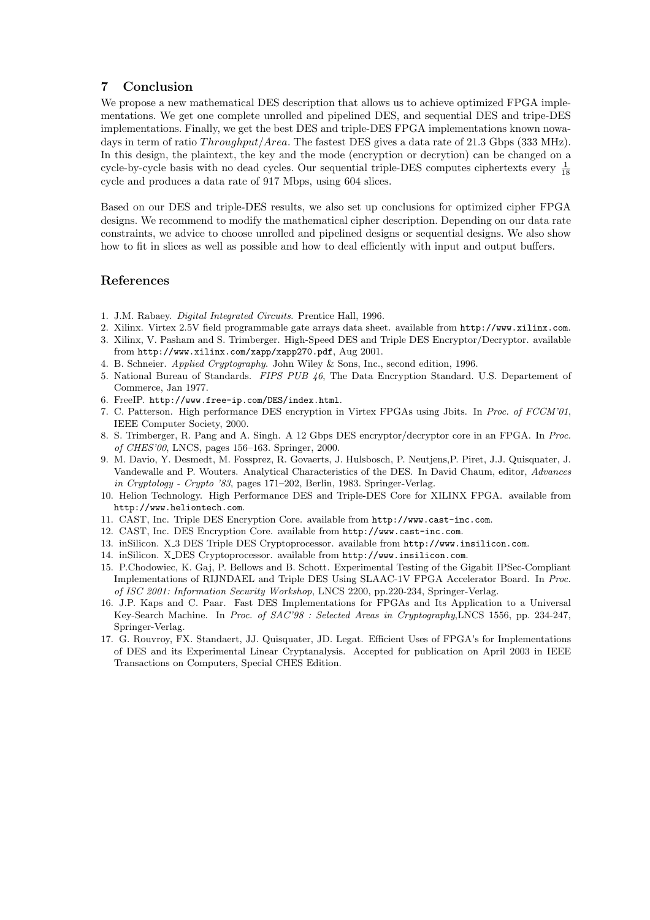## 7 Conclusion

We propose a new mathematical DES description that allows us to achieve optimized FPGA implementations. We get one complete unrolled and pipelined DES, and sequential DES and tripe-DES implementations. Finally, we get the best DES and triple-DES FPGA implementations known nowadays in term of ratio $Throughput/Area$. The fastest DES gives a data rate of 21.3 Gbps (333 MHz). In this design, the plaintext, the key and the mode (encryption or decrytion) can be changed on a cycle-by-cycle basis with no dead cycles. Our sequential triple-DES computes ciphertexts every $\frac{1}{18}$ cycle and produces a data rate of 917 Mbps, using 604 slices.

Based on our DES and triple-DES results, we also set up conclusions for optimized cipher FPGA designs. We recommend to modify the mathematical cipher description. Depending on our data rate constraints, we advice to choose unrolled and pipelined designs or sequential designs. We also show how to fit in slices as well as possible and how to deal efficiently with input and output buffers.

## References

1. J.M. Rabaey. *Digital Integrated Circuits*. Prentice Hall, 1996.
2. Xilinx. Virtex 2.5V field programmable gate arrays data sheet. available from `http://www.xilinx.com`.
3. Xilinx, V. Pasham and S. Trimberger. High-Speed DES and Triple DES Encryptor/Decryptor. available from `http://www.xilinx.com/xapp/xapp270.pdf`, Aug 2001.
4. B. Schneier. *Applied Cryptography*. John Wiley & Sons, Inc., second edition, 1996.
5. National Bureau of Standards. *FIPS PUB 46*, The Data Encryption Standard. U.S. Departement of Commerce, Jan 1977.
6. FreeIP. `http://www.free-ip.com/DES/index.html`.
7. C. Patterson. High performance DES encryption in Virtex FPGAs using Jbits. In *Proc. of FCCM'01*, IEEE Computer Society, 2000.
8. S. Trimberger, R. Pang and A. Singh. A 12 Gbps DES encryptor/decryptor core in an FPGA. In *Proc. of CHES'00*, LNCS, pages 156–163. Springer, 2000.
9. M. Davio, Y. Desmedt, M. Fossprez, R. Govaerts, J. Hulsbosch, P. Neutjens,P. Piret, J.J. Quisquater, J. Vandewalle and P. Wouters. Analytical Characteristics of the DES. In David Chaum, editor, *Advances in Cryptology - Crypto '83*, pages 171–202, Berlin, 1983. Springer-Verlag.
10. Helion Technology. High Performance DES and Triple-DES Core for XILINX FPGA. available from `http://www.heliontech.com`.
11. CAST, Inc. Triple DES Encryption Core. available from `http://www.cast-inc.com`.
12. CAST, Inc. DES Encryption Core. available from `http://www.cast-inc.com`.
13. inSilicon. X_3 DES Triple DES Cryptoprocessor. available from `http://www.insilicon.com`.
14. inSilicon. X_DES Cryptoprocessor. available from `http://www.insilicon.com`.
15. P.Chodowiec, K. Gaj, P. Bellows and B. Schott. Experimental Testing of the Gigabit IPSec-Compliant Implementations of RIJNDAEL and Triple DES Using SLAAC-1V FPGA Accelerator Board. In *Proc. of ISC 2001: Information Security Workshop*, LNCS 2200, pp.220-234, Springer-Verlag.
16. J.P. Kaps and C. Paar. Fast DES Implementations for FPGAs and Its Application to a Universal Key-Search Machine. In *Proc. of SAC'98 : Selected Areas in Cryptography*,LNCS 1556, pp. 234-247, Springer-Verlag.
17. G. Rouvroy, FX. Standaert, JJ. Quisquater, JD. Legat. Efficient Uses of FPGA's for Implementations of DES and its Experimental Linear Cryptanalysis. Accepted for publication on April 2003 in IEEE Transactions on Computers, Special CHES Edition.